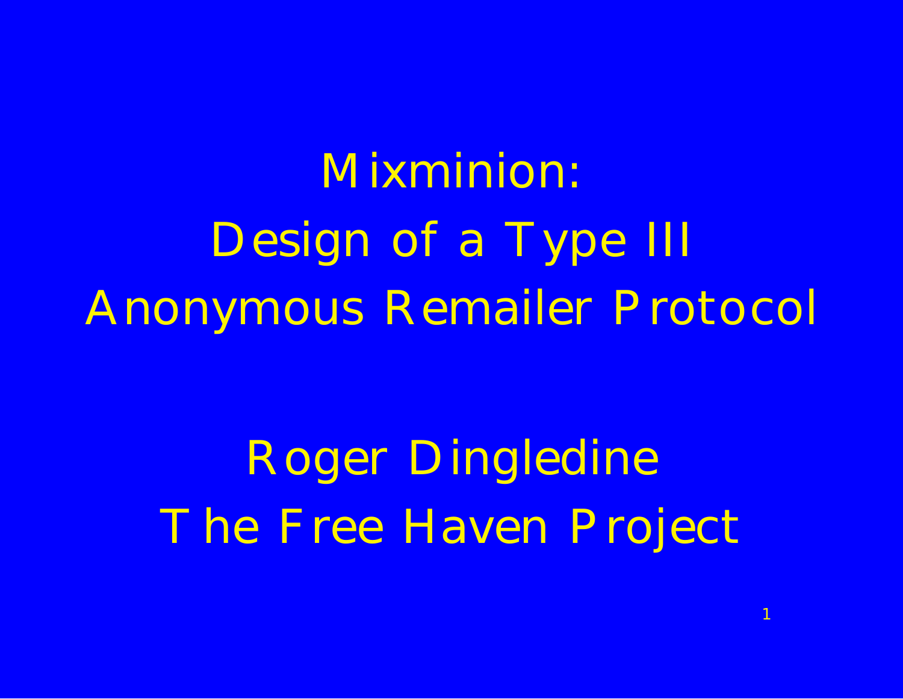# Mixminion: Design of a Type III Anonymous Remailer Protocol

Roger Dingledine

The Free Haven Project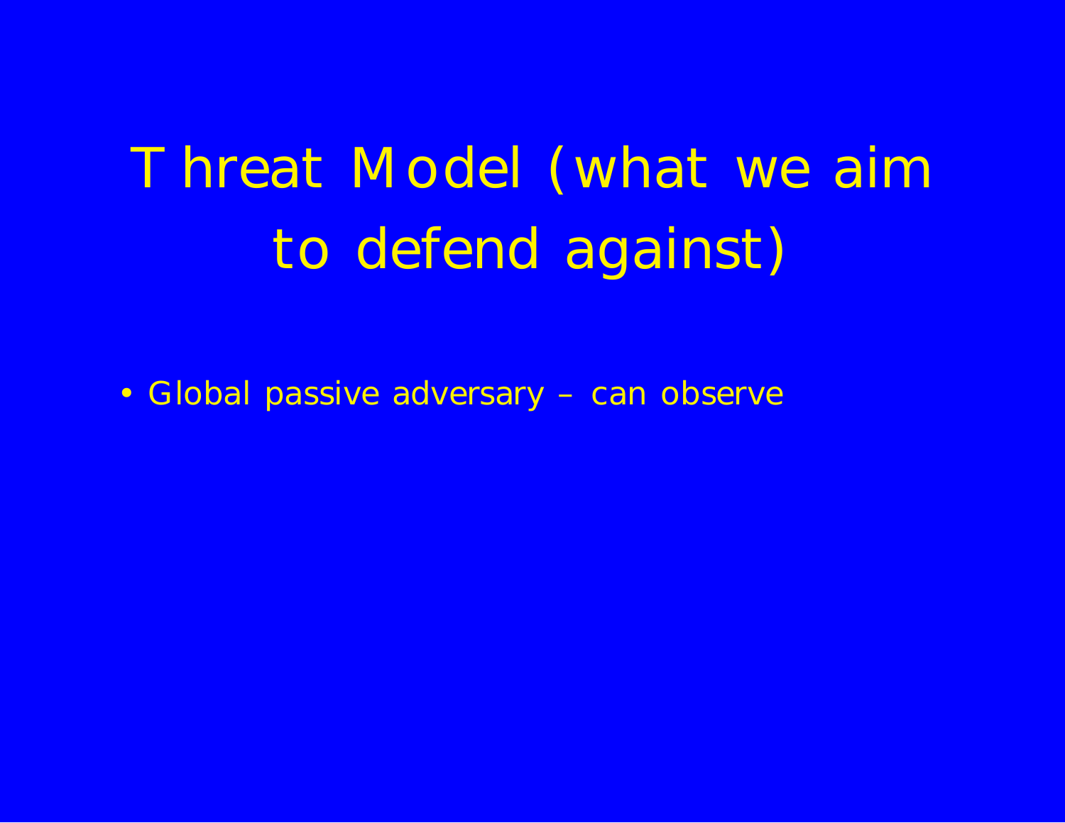# Threat Model (what we aim to defend against)

- Global passive adversary – can observe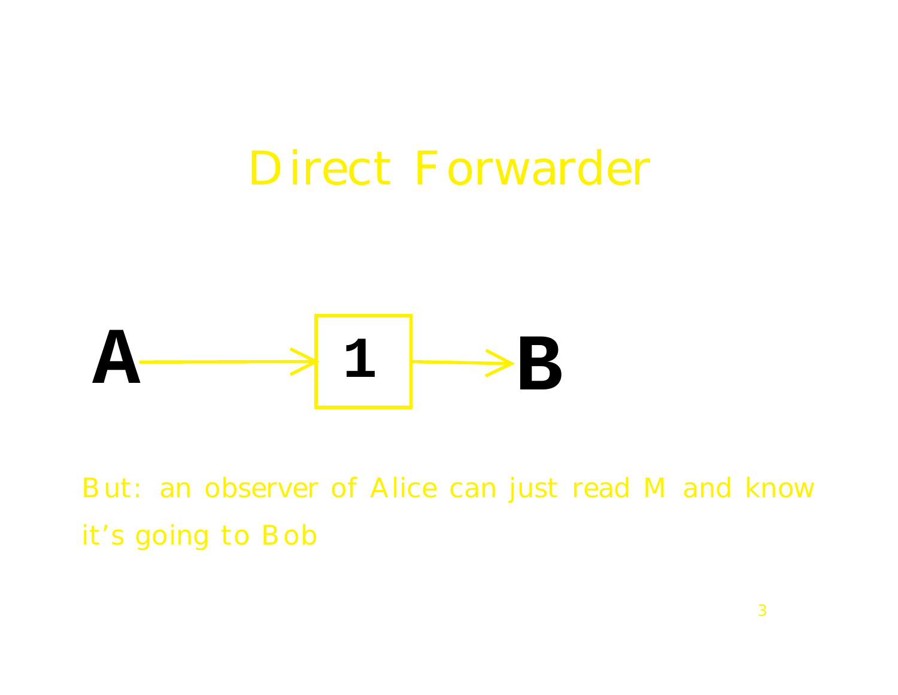# Direct Forwarder

A → 1 → B

But: an observer of Alice can just read M and know it's going to Bob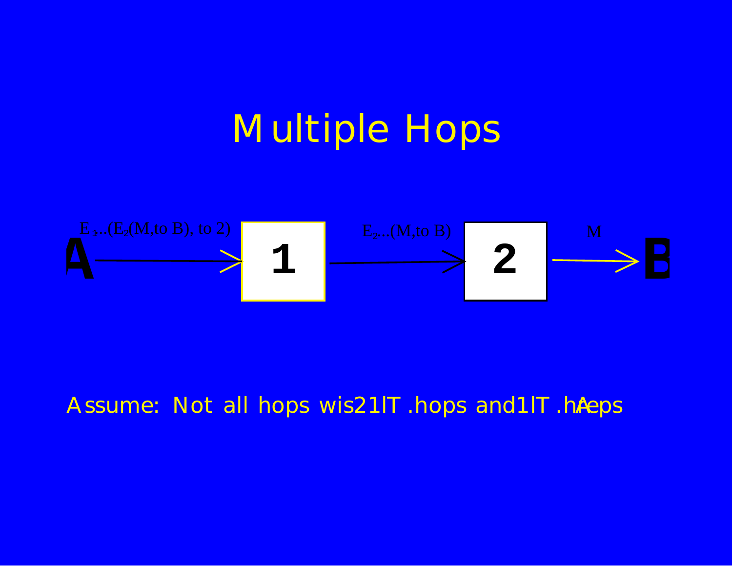# Multiple Hops

A $\rightarrow$ $E_1$...($E_2$(M,to B), to 2) $\rightarrow$ 1 $\rightarrow$ $E_2$...(M,to B) $\rightarrow$ 2 $\rightarrow$ M $\rightarrow$ B

Assume: Not all hops wis21lT .hops and1lT .hAeps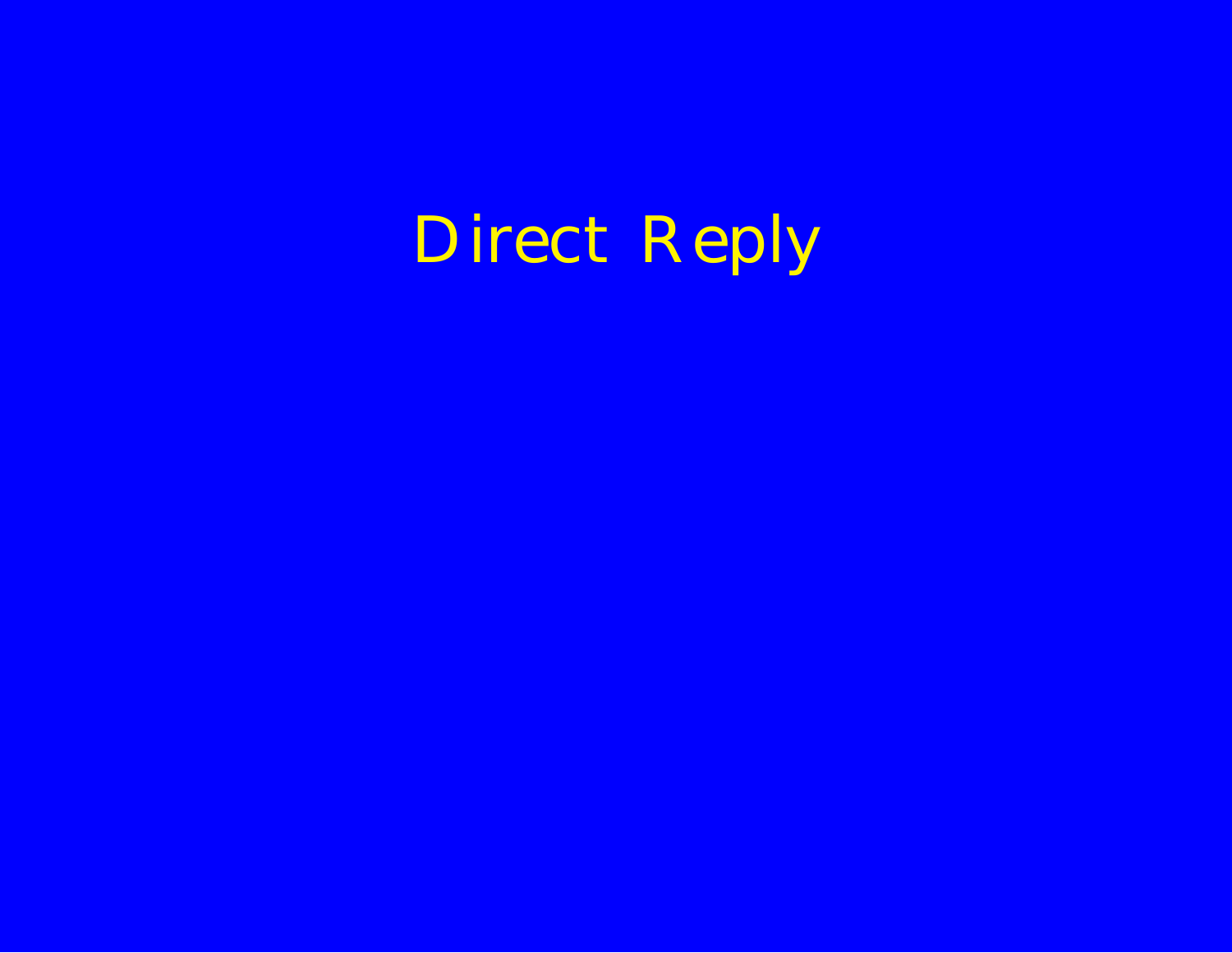# Direct Reply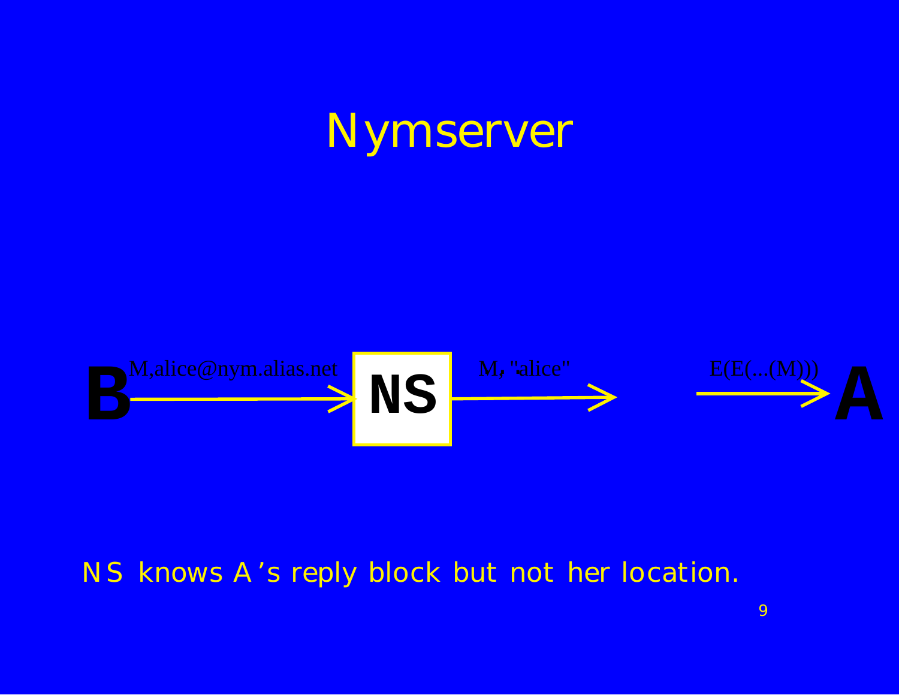# Nymserver

B → M,alice@nym.alias.net → **NS** → M, "alice" → … E(E(...(M))) → A

NS knows A's reply block but not her location.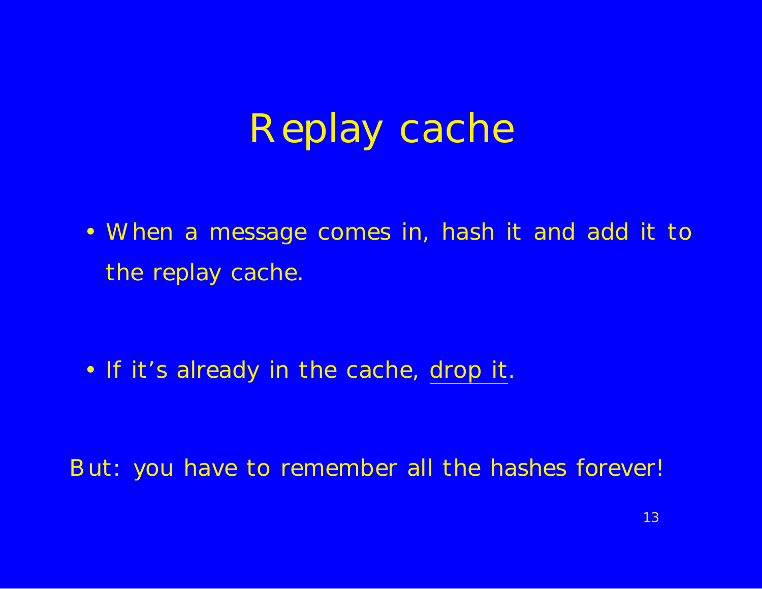# Replay cache

- When a message comes in, hash it and add it to the replay cache.

- If it's already in the cache, <u>drop it</u>.

But: you have to remember all the hashes forever!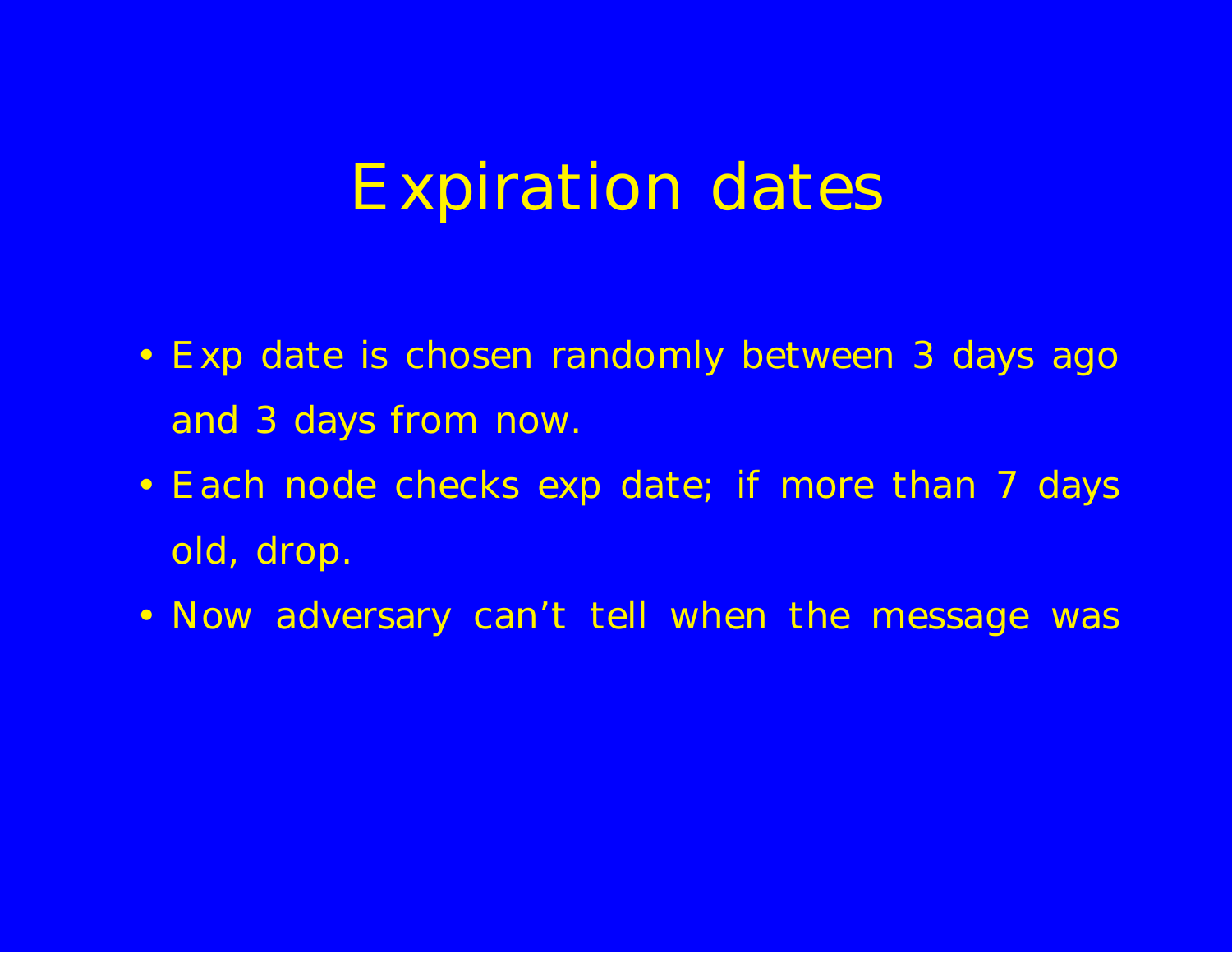# Expiration dates

- Exp date is chosen randomly between 3 days ago and 3 days from now.
- Each node checks exp date; if more than 7 days old, drop.
- Now adversary can't tell when the message was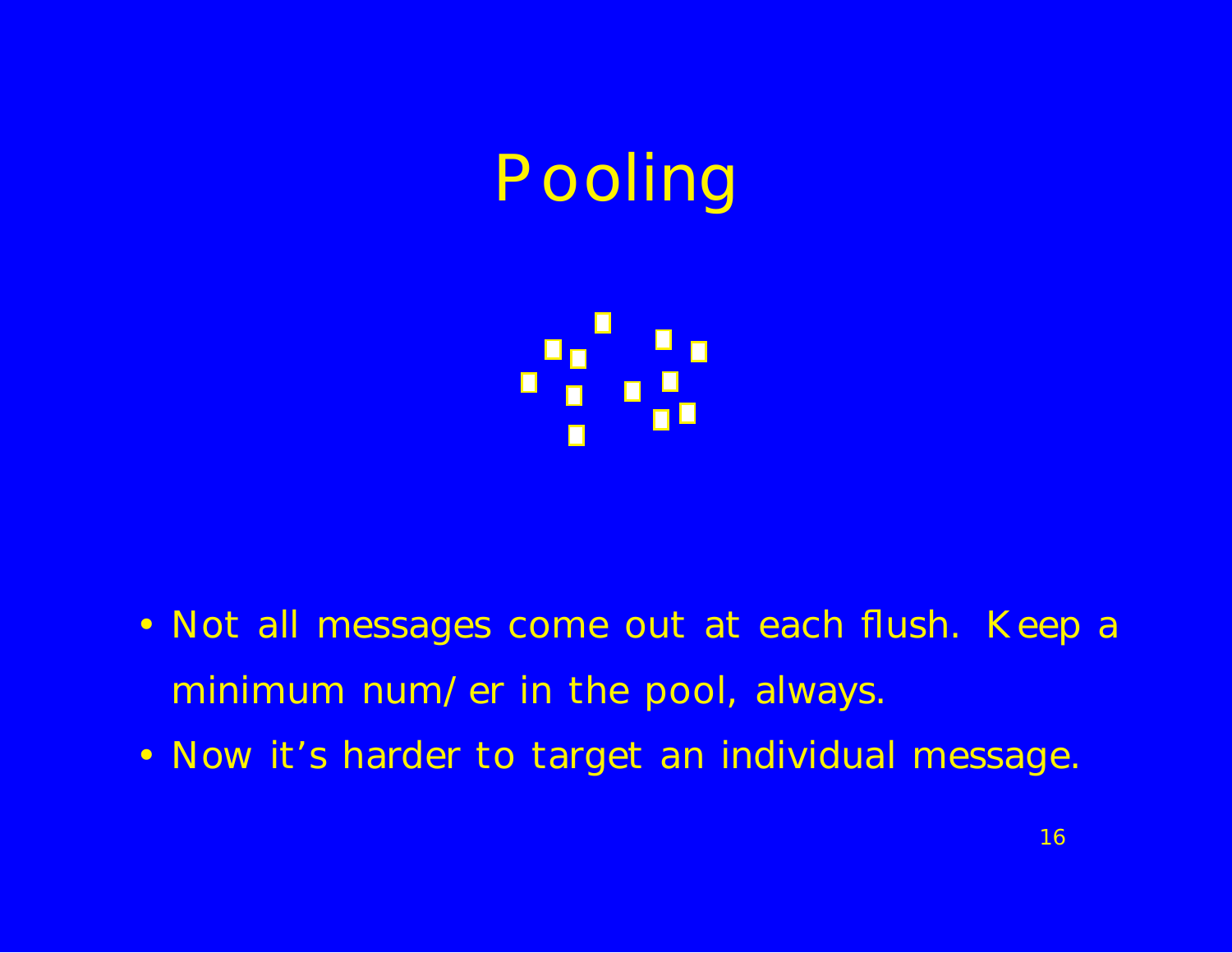# Pooling

- Not all messages come out at each flush. Keep a minimum num/ er in the pool, always.
- Now it's harder to target an individual message.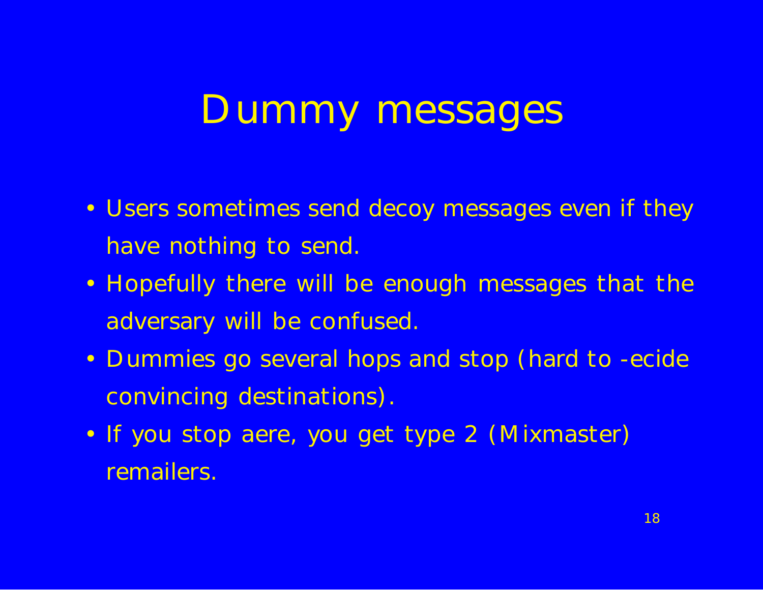# Dummy messages

- Users sometimes send decoy messages even if they have nothing to send.
- Hopefully there will be enough messages that the adversary will be confused.
- Dummies go several hops and stop (hard to -ecide convincing destinations).
- If you stop aere, you get type 2 (Mixmaster) remailers.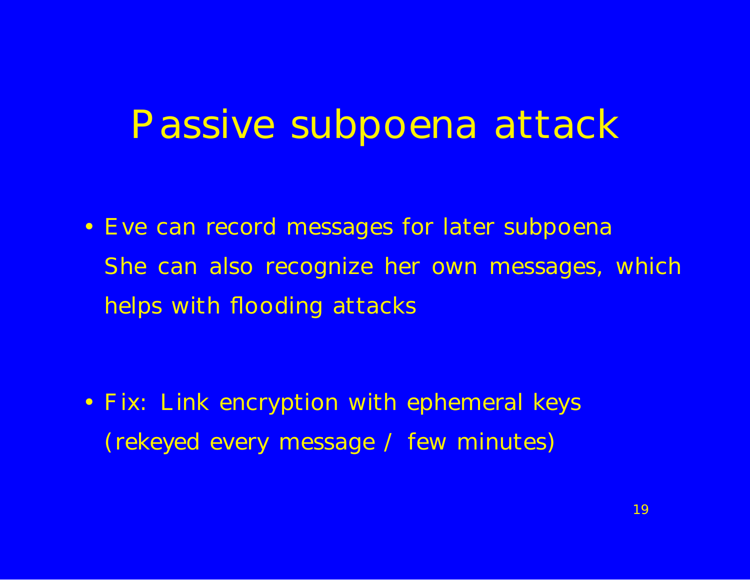# Passive subpoena attack

- Eve can record messages for later subpoena
  She can also recognize her own messages, which helps with flooding attacks

- Fix: Link encryption with ephemeral keys
  (rekeyed every message / few minutes)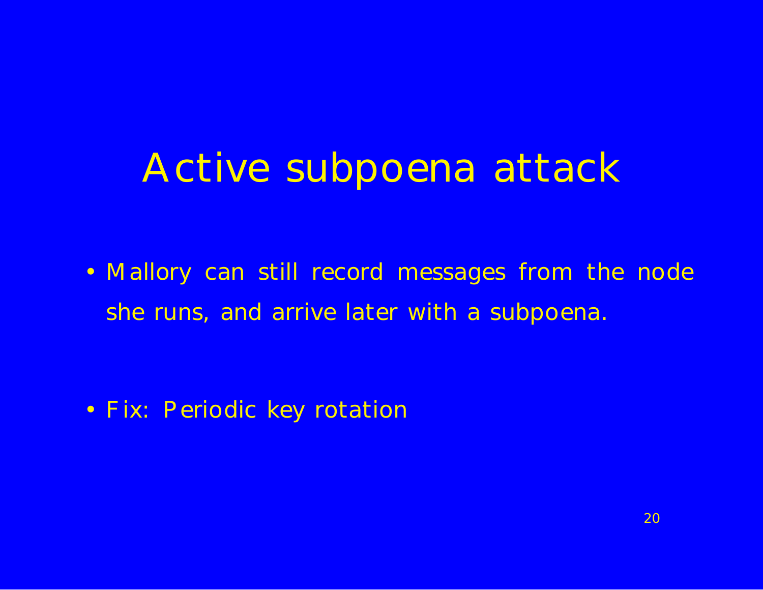# Active subpoena attack

- Mallory can still record messages from the node she runs, and arrive later with a subpoena.

- Fix: Periodic key rotation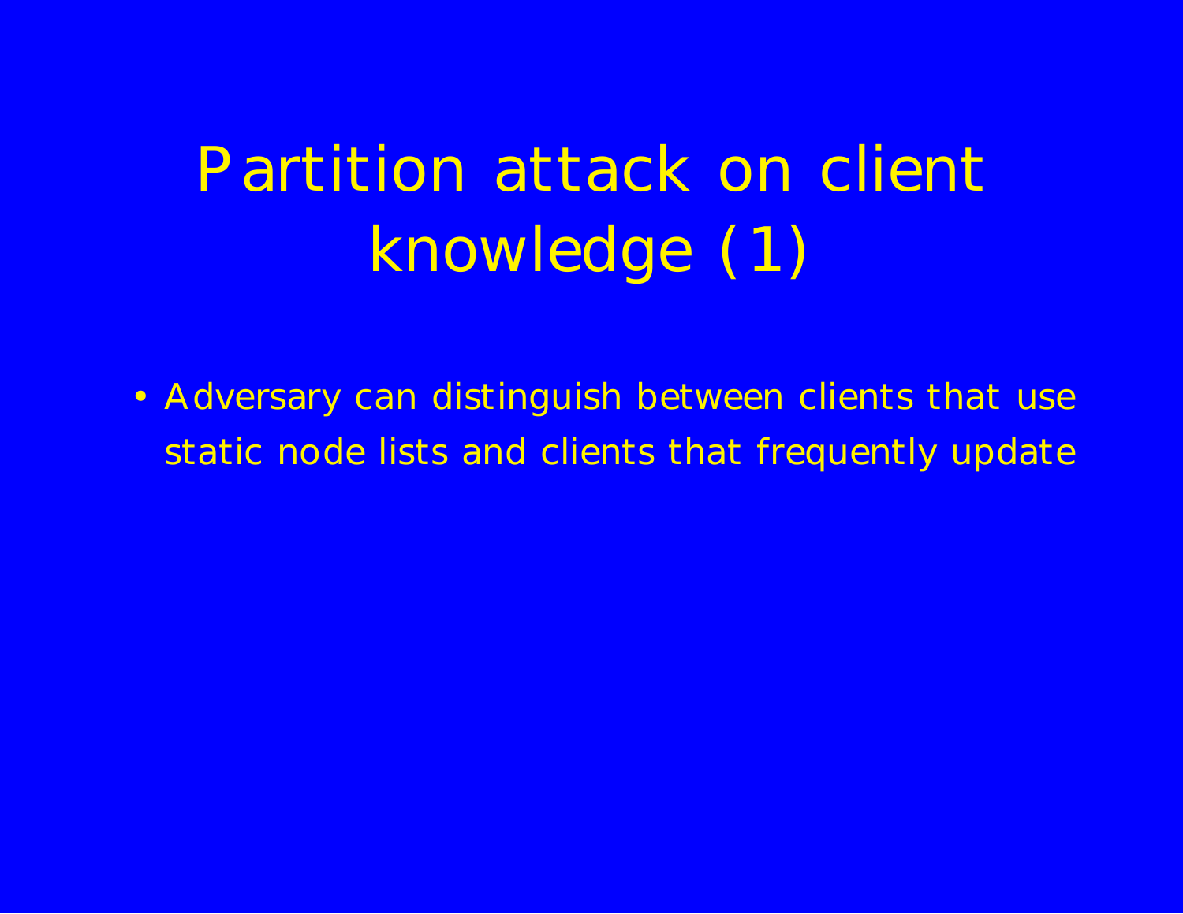# Partition attack on client knowledge (1)

- Adversary can distinguish between clients that use static node lists and clients that frequently update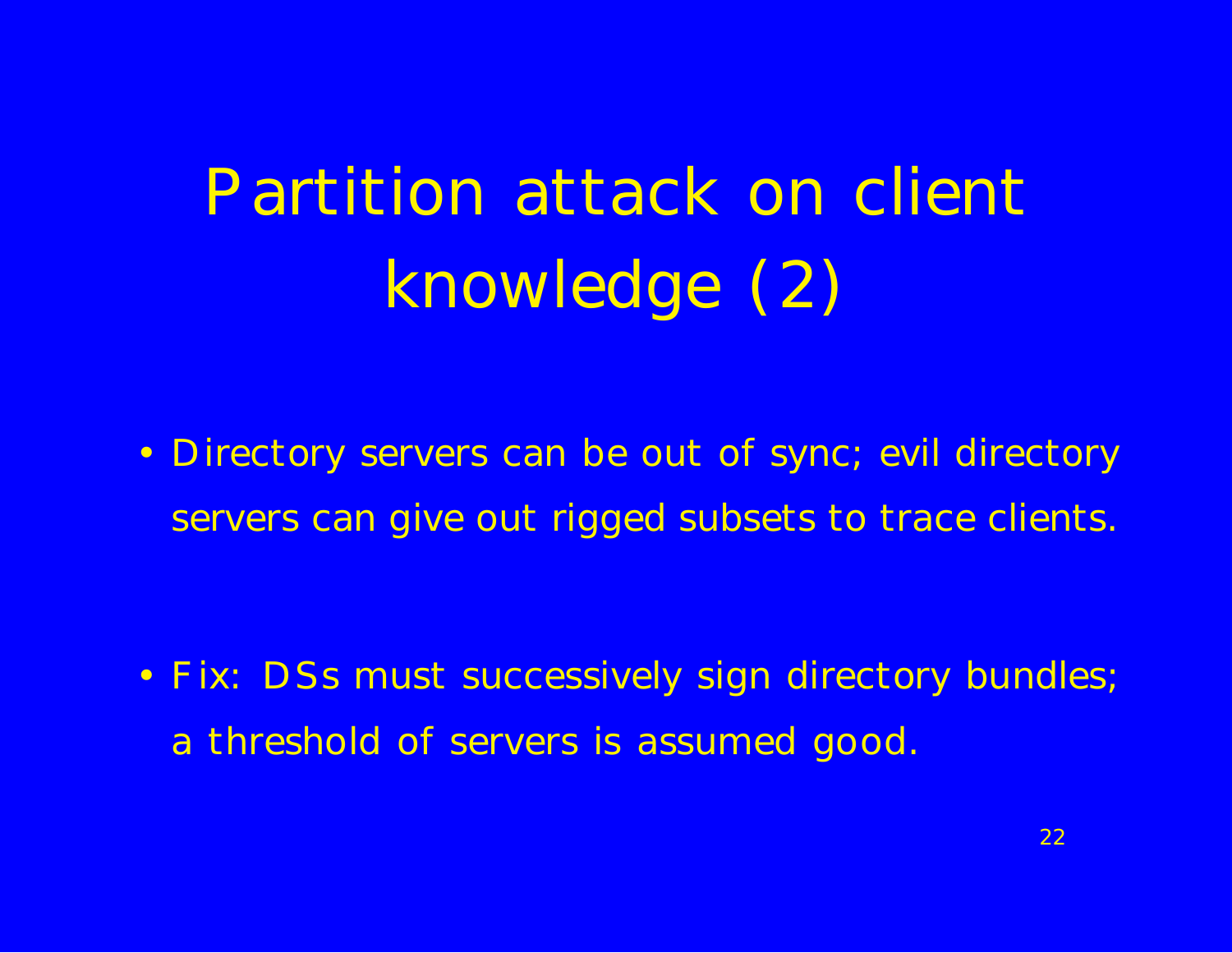# Partition attack on client knowledge (2)

- Directory servers can be out of sync; evil directory servers can give out rigged subsets to trace clients.
- Fix: DSs must successively sign directory bundles; a threshold of servers is assumed good.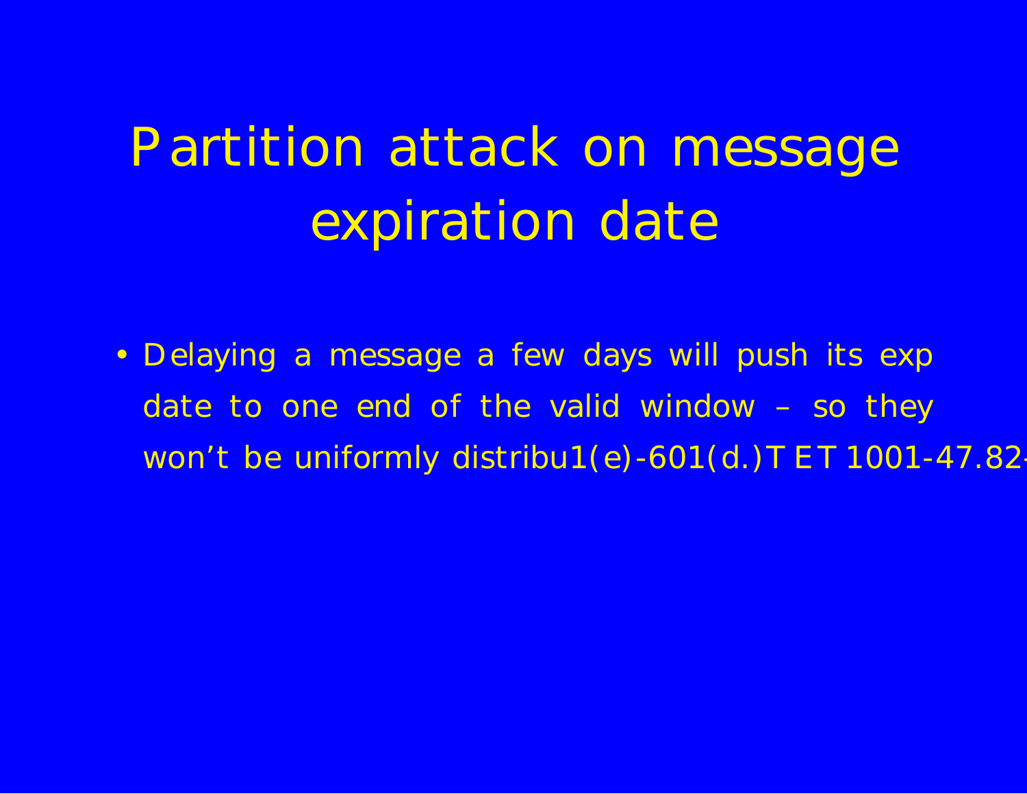# Partition attack on message expiration date

- Delaying a message a few days will push its exp date to one end of the valid window – so they won’t be uniformly distribu1(e)-601(d.)TET1001-47.82-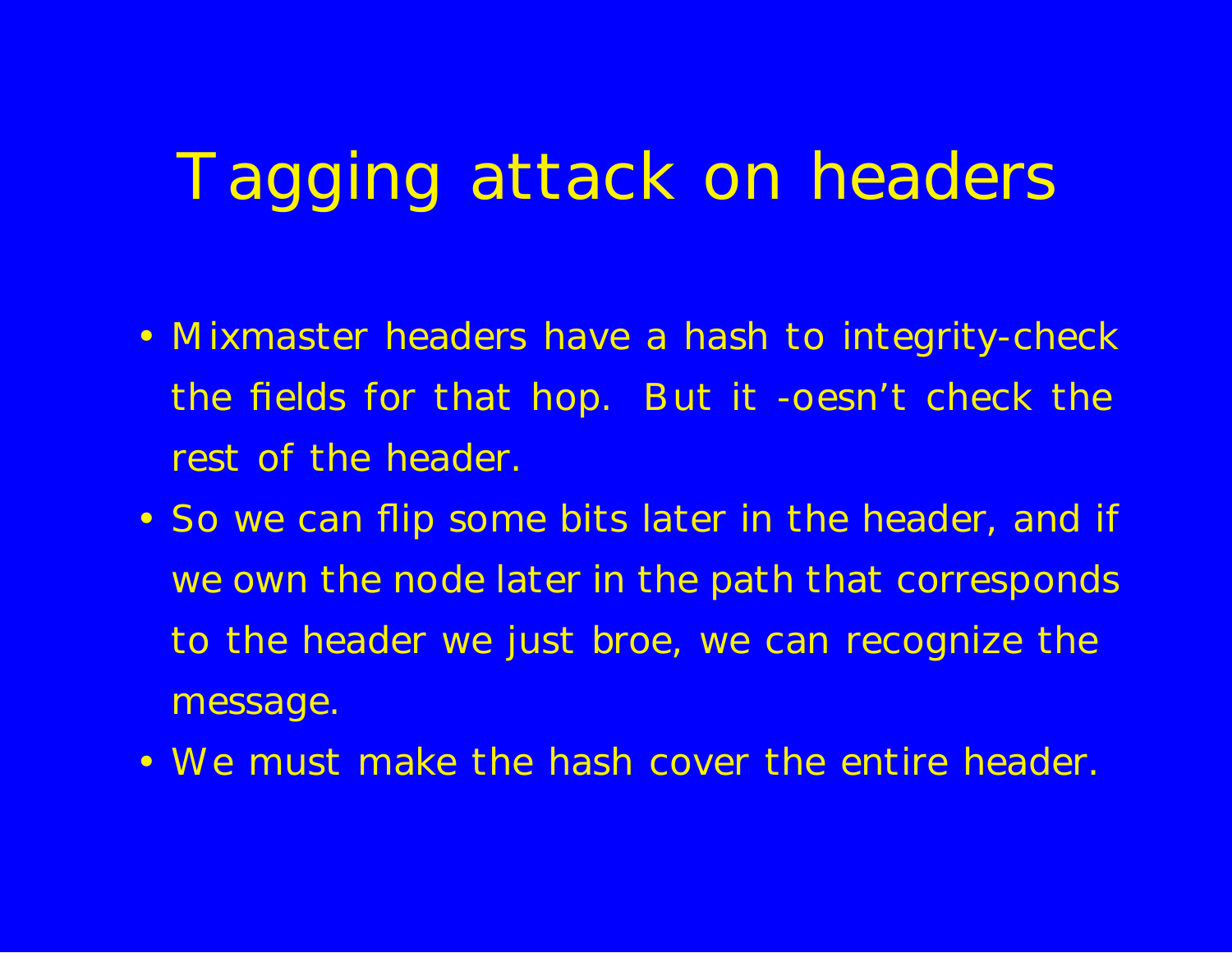# Tagging attack on headers

- Mixmaster headers have a hash to integrity-check the fields for that hop. But it -oesn't check the rest of the header.
- So we can flip some bits later in the header, and if we own the node later in the path that corresponds to the header we just broe, we can recognize the message.
- We must make the hash cover the entire header.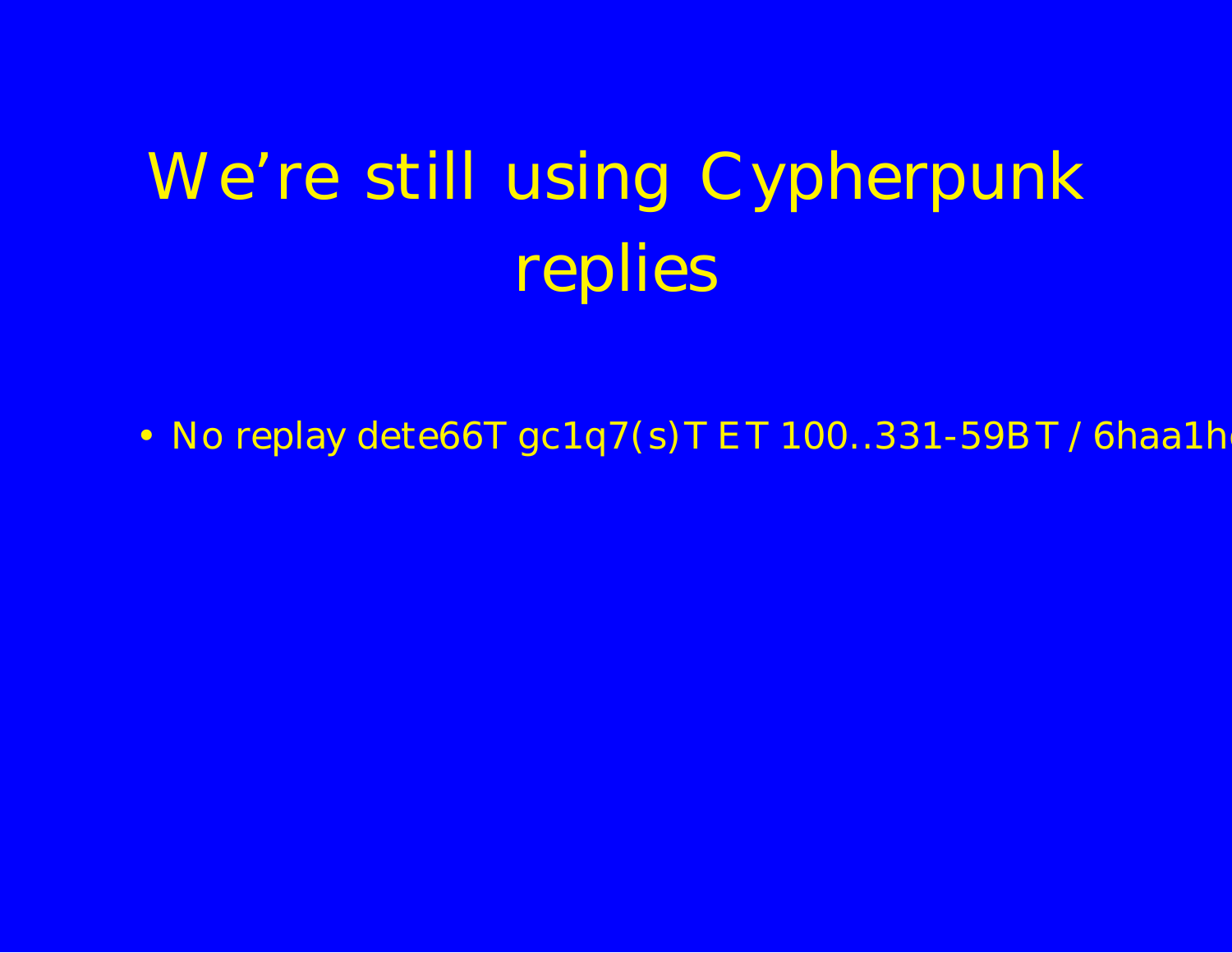# We're still using Cypherpunk replies

- No replay dete66T gc1q7(s)T ET 100..331-59BT / 6haa1h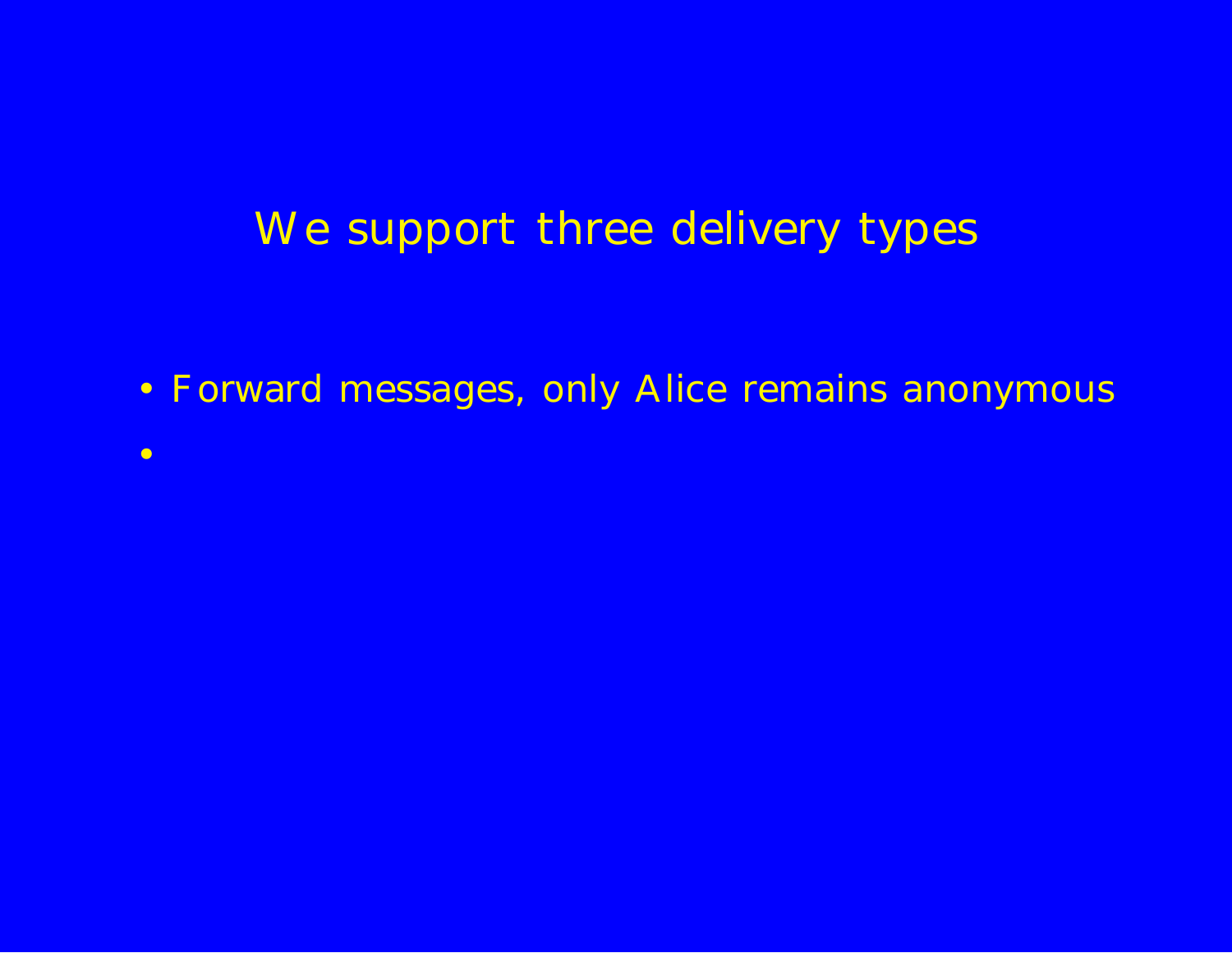# We support three delivery types

- Forward messages, only Alice remains anonymous
-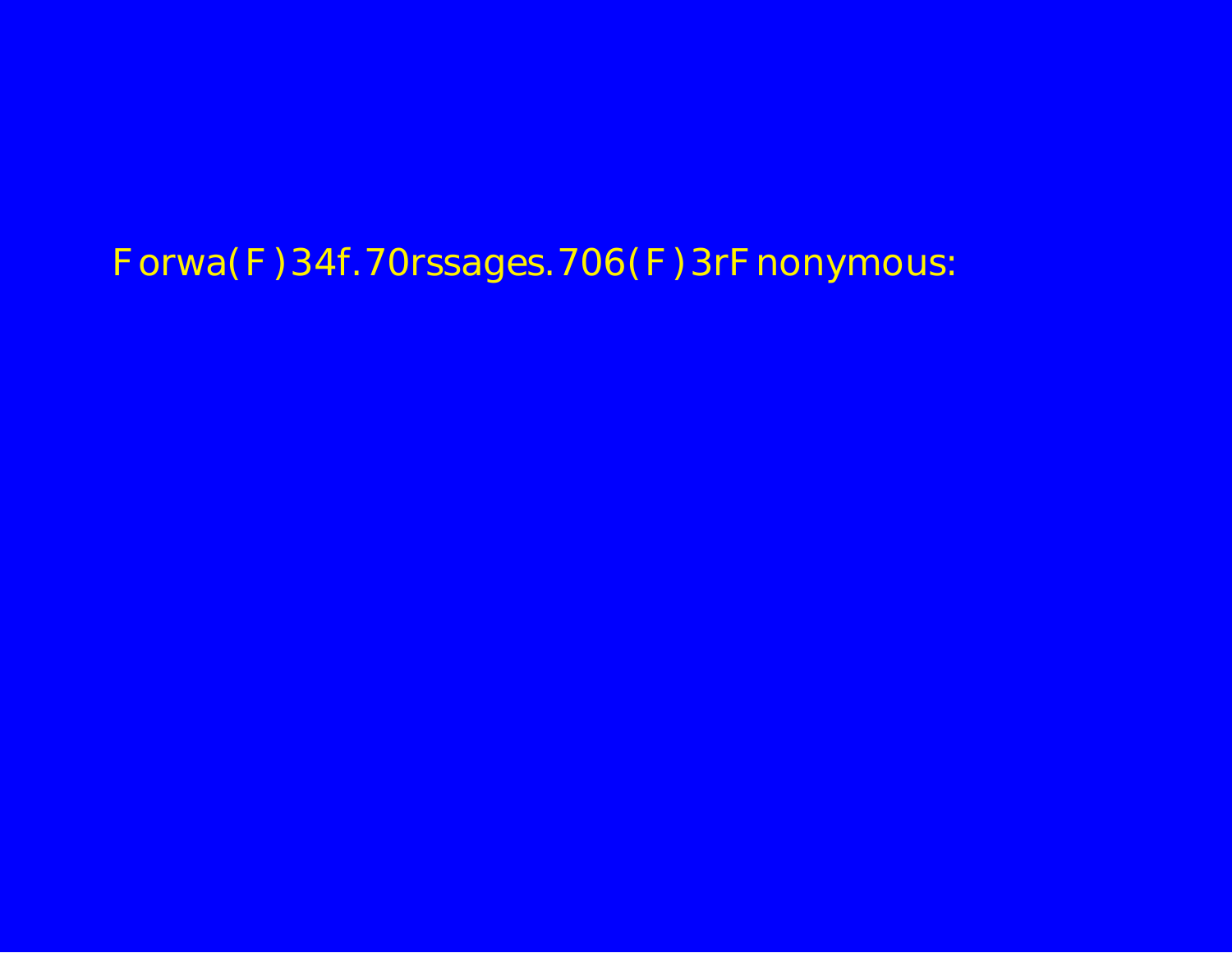F orwa( F ) 34f. 70rssages. 706( F ) 3rF nonymous: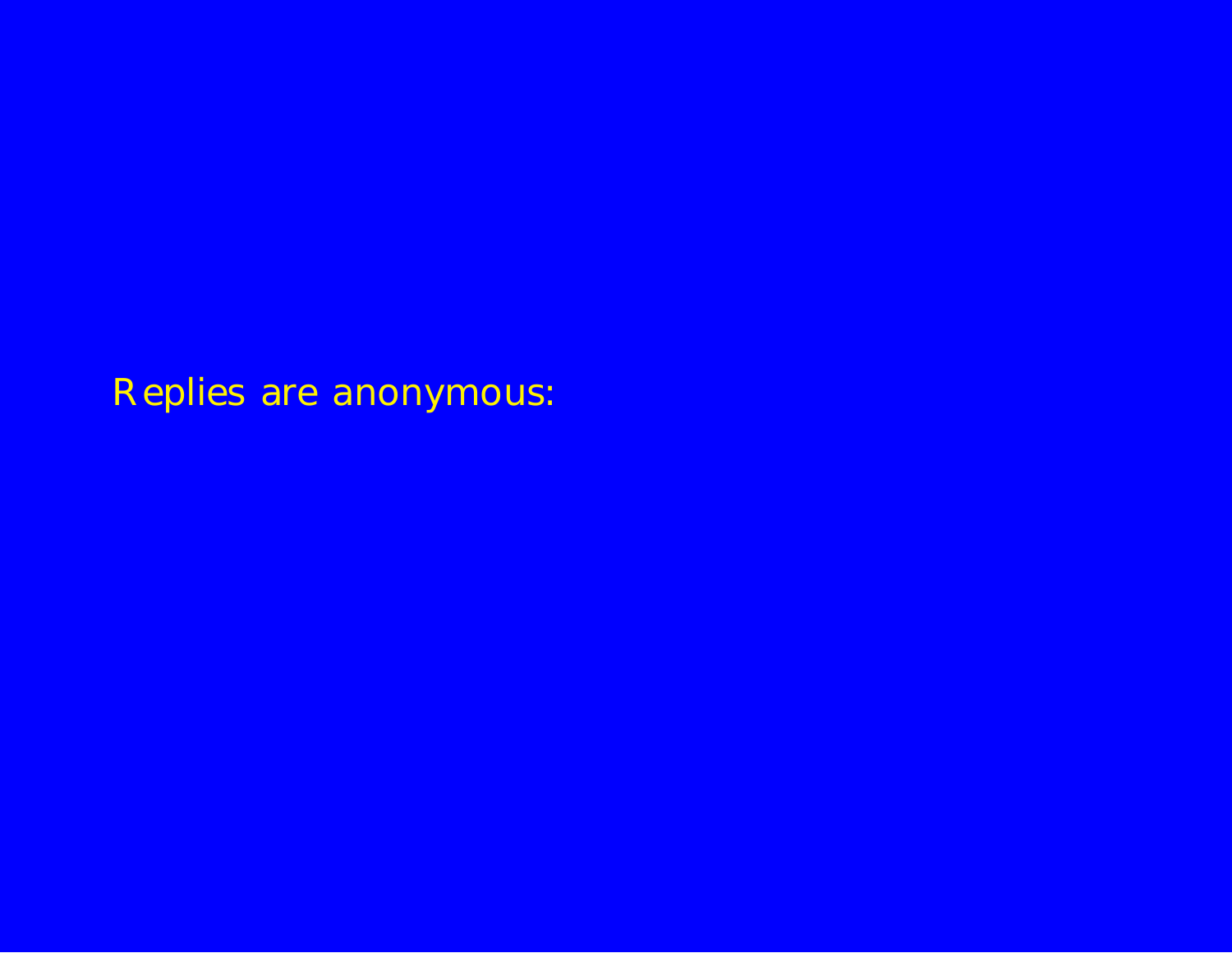Replies are anonymous: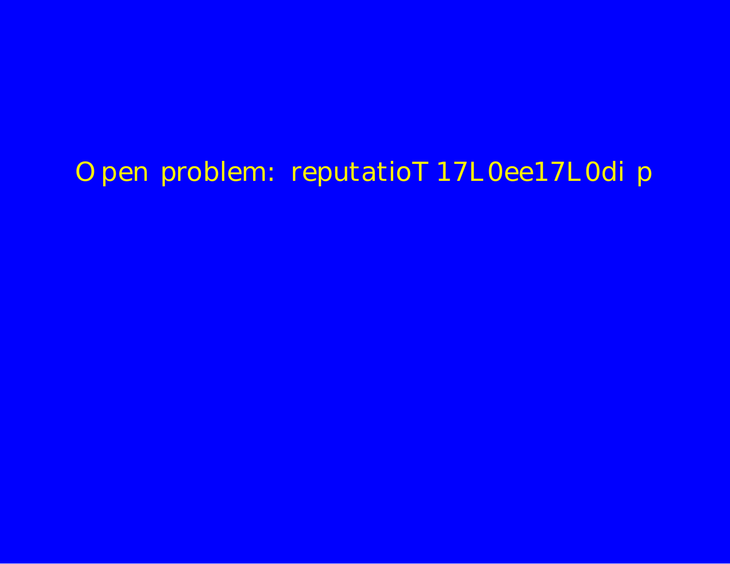Open problem: reputatioT 17L0ee17L0di p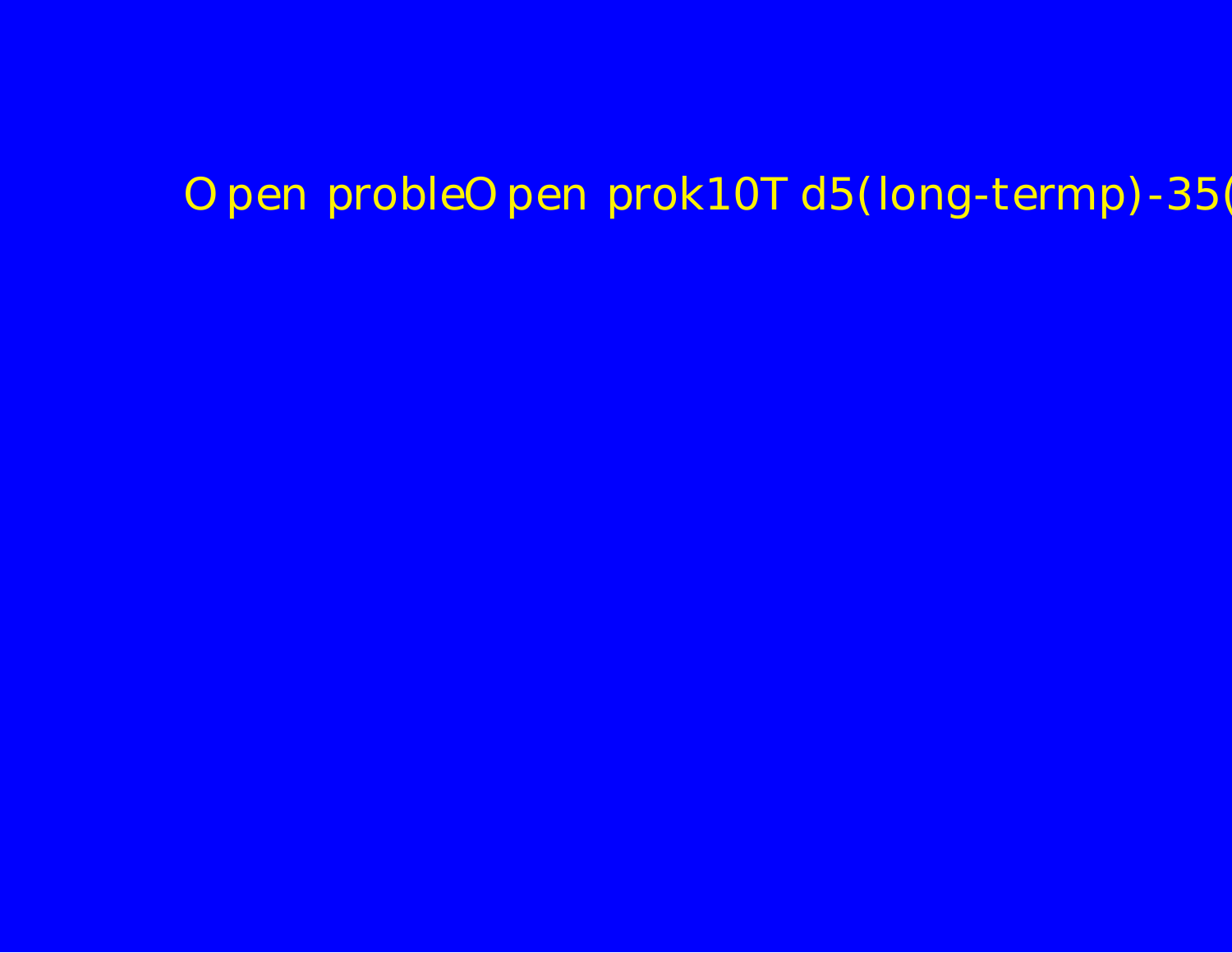Open probleOpen prok10T d5(long-termp)-35(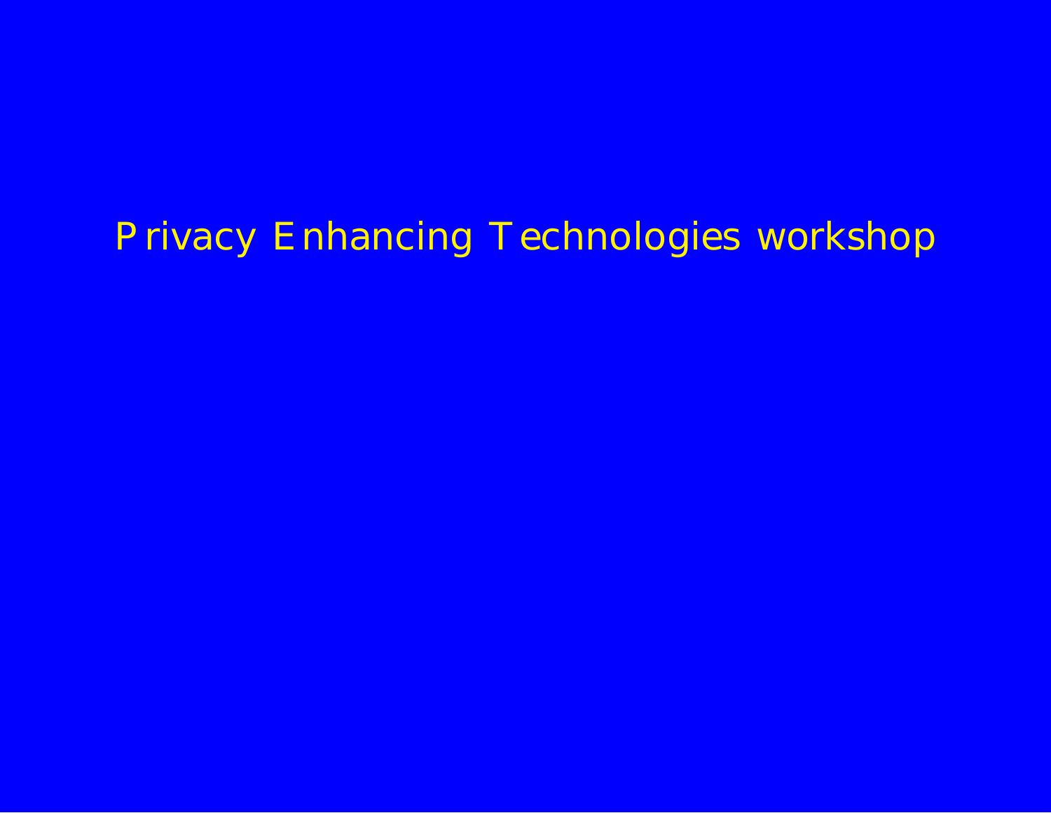# Privacy Enhancing Technologies workshop